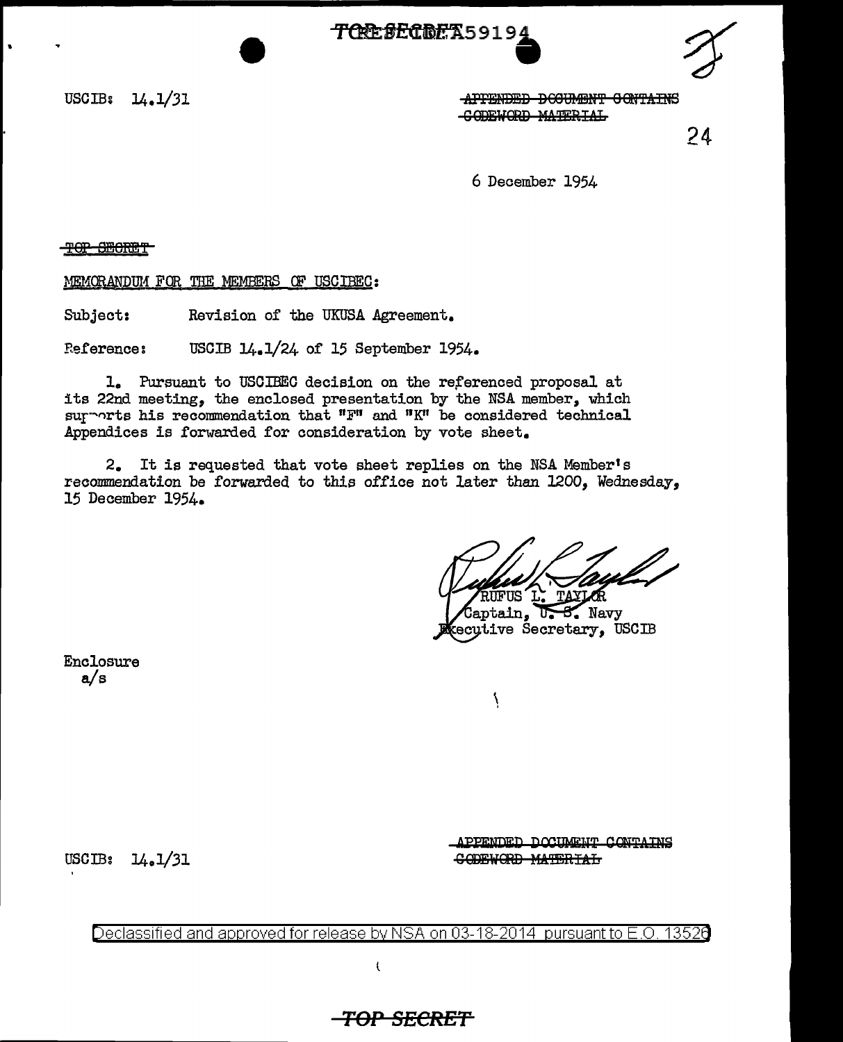TOP SECRET 59194

USCIB: 14.1/31

~~APPENDED DOCUMENT CONTAINS CODEWORD MATERIAL~~

24

6 December 1954

~~TOP SECRET~~

MEMORANDUM FOR THE MEMBERS OF USCIBEC:

Subject: Revision of the UKUSA Agreement.

Reference: USCIB 14.1/24 of 15 September 1954.

1. Pursuant to USCIBEC decision on the referenced proposal at its 22nd meeting, the enclosed presentation by the NSA member, which supports his recommendation that "F" and "K" be considered technical Appendices is forwarded for consideration by vote sheet.

2. It is requested that vote sheet replies on the NSA Member's recommendation be forwarded to this office not later than 1200, Wednesday, 15 December 1954.

RUFUS L. TAYLOR
Captain, U. S. Navy
Executive Secretary, USCIB

Enclosure
a/s

USCIB: 14.1/31

~~APPENDED DOCUMENT CONTAINS CODEWORD MATERIAL~~

Declassified and approved for release by NSA on 03-18-2014 pursuant to E.O. 13526

~~TOP SECRET~~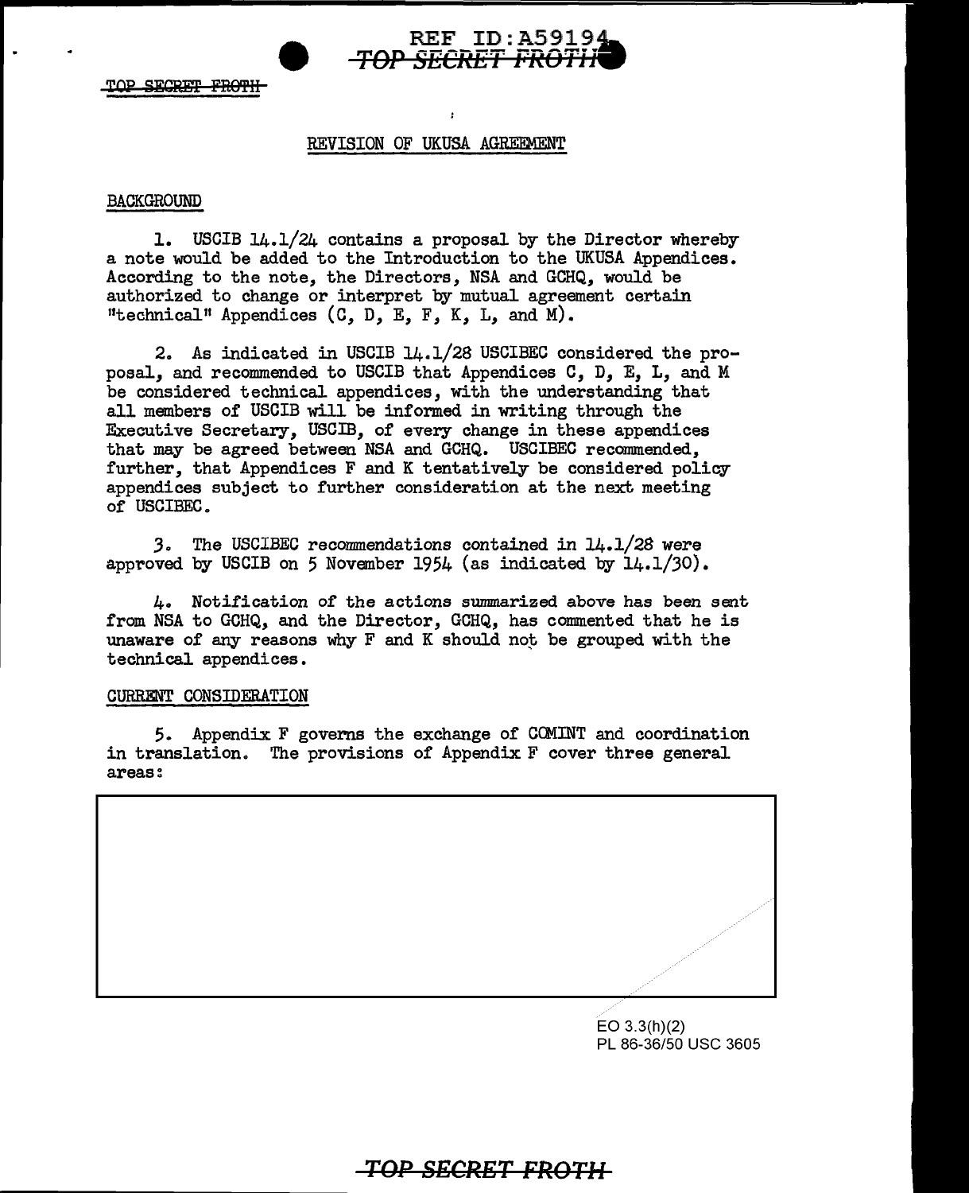TOP SECRET FROTH

## REVISION OF UKUSA AGREEMENT

### BACKGROUND

1. USCIB 14.1/24 contains a proposal by the Director whereby a note would be added to the Introduction to the UKUSA Appendices. According to the note, the Directors, NSA and GCHQ, would be authorized to change or interpret by mutual agreement certain "technical" Appendices (C, D, E, F, K, L, and M).

2. As indicated in USCIB 14.1/28 USCIBEC considered the proposal, and recommended to USCIB that Appendices C, D, E, L, and M be considered technical appendices, with the understanding that all members of USCIB will be informed in writing through the Executive Secretary, USCIB, of every change in these appendices that may be agreed between NSA and GCHQ. USCIBEC recommended, further, that Appendices F and K tentatively be considered policy appendices subject to further consideration at the next meeting of USCIBEC.

3. The USCIBEC recommendations contained in 14.1/28 were approved by USCIB on 5 November 1954 (as indicated by 14.1/30).

4. Notification of the actions summarized above has been sent from NSA to GCHQ, and the Director, GCHQ, has commented that he is unaware of any reasons why F and K should not be grouped with the technical appendices.

### CURRENT CONSIDERATION

5. Appendix F governs the exchange of COMINT and coordination in translation. The provisions of Appendix F cover three general areas:

EO 3.3(h)(2)
PL 86-36/50 USC 3605

TOP SECRET FROTH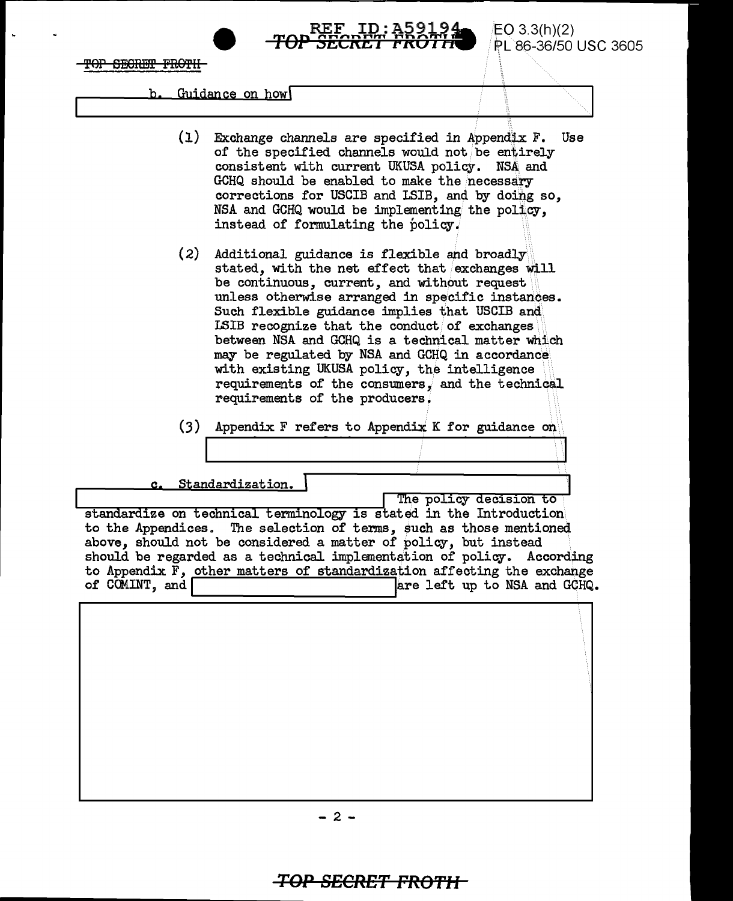b. Guidance on how [REDACTED]

(1) Exchange channels are specified in Appendix F. Use of the specified channels would not be entirely consistent with current UKUSA policy. NSA and GCHQ should be enabled to make the necessary corrections for USCIB and LSIB, and by doing so, NSA and GCHQ would be implementing the policy, instead of formulating the policy.

(2) Additional guidance is flexible and broadly stated, with the net effect that exchanges will be continuous, current, and without request unless otherwise arranged in specific instances. Such flexible guidance implies that USCIB and LSIB recognize that the conduct of exchanges between NSA and GCHQ is a technical matter which may be regulated by NSA and GCHQ in accordance with existing UKUSA policy, the intelligence requirements of the consumers, and the technical requirements of the producers.

(3) Appendix F refers to Appendix K for guidance on [REDACTED]

c. Standardization. [REDACTED] The policy decision to standardize on technical terminology is stated in the Introduction to the Appendices. The selection of terms, such as those mentioned above, should not be considered a matter of policy, but instead should be regarded as a technical implementation of policy. According to Appendix F, other matters of standardization affecting the exchange of COMINT, and [REDACTED] are left up to NSA and GCHQ.

[REDACTED]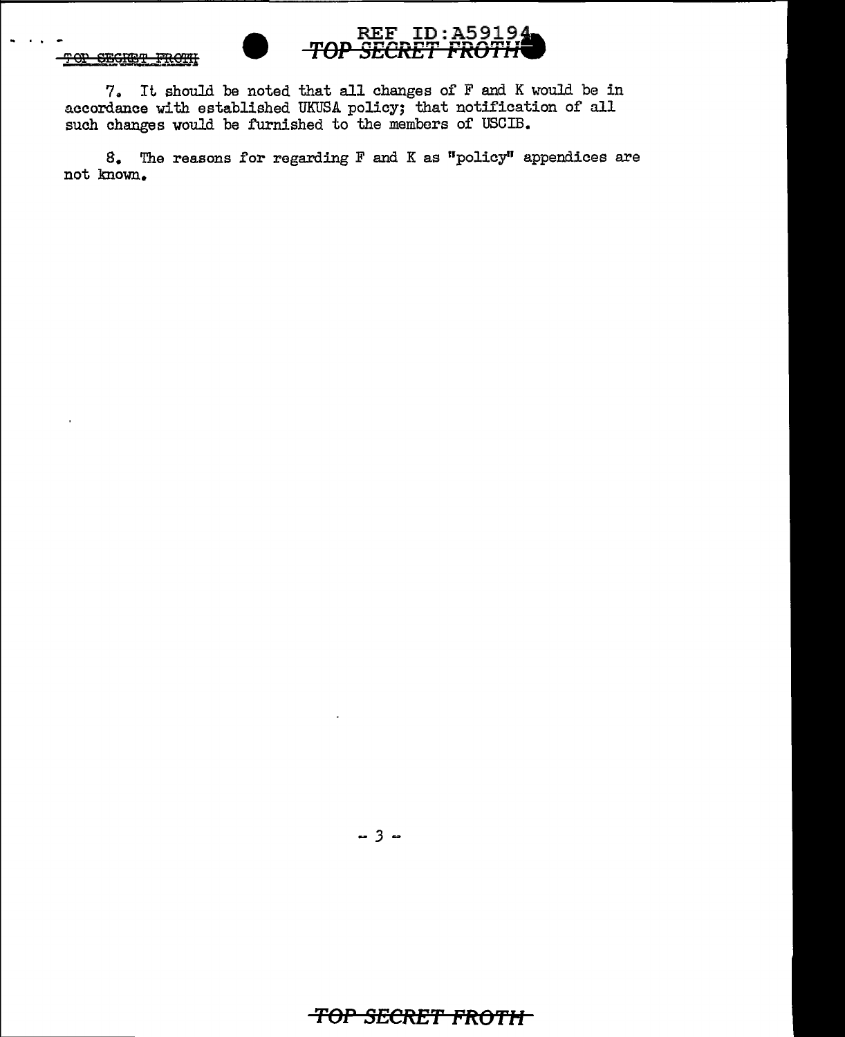7. It should be noted that all changes of F and K would be in accordance with established UKUSA policy; that notification of all such changes would be furnished to the members of USCIB.

8. The reasons for regarding F and K as "policy" appendices are not known.